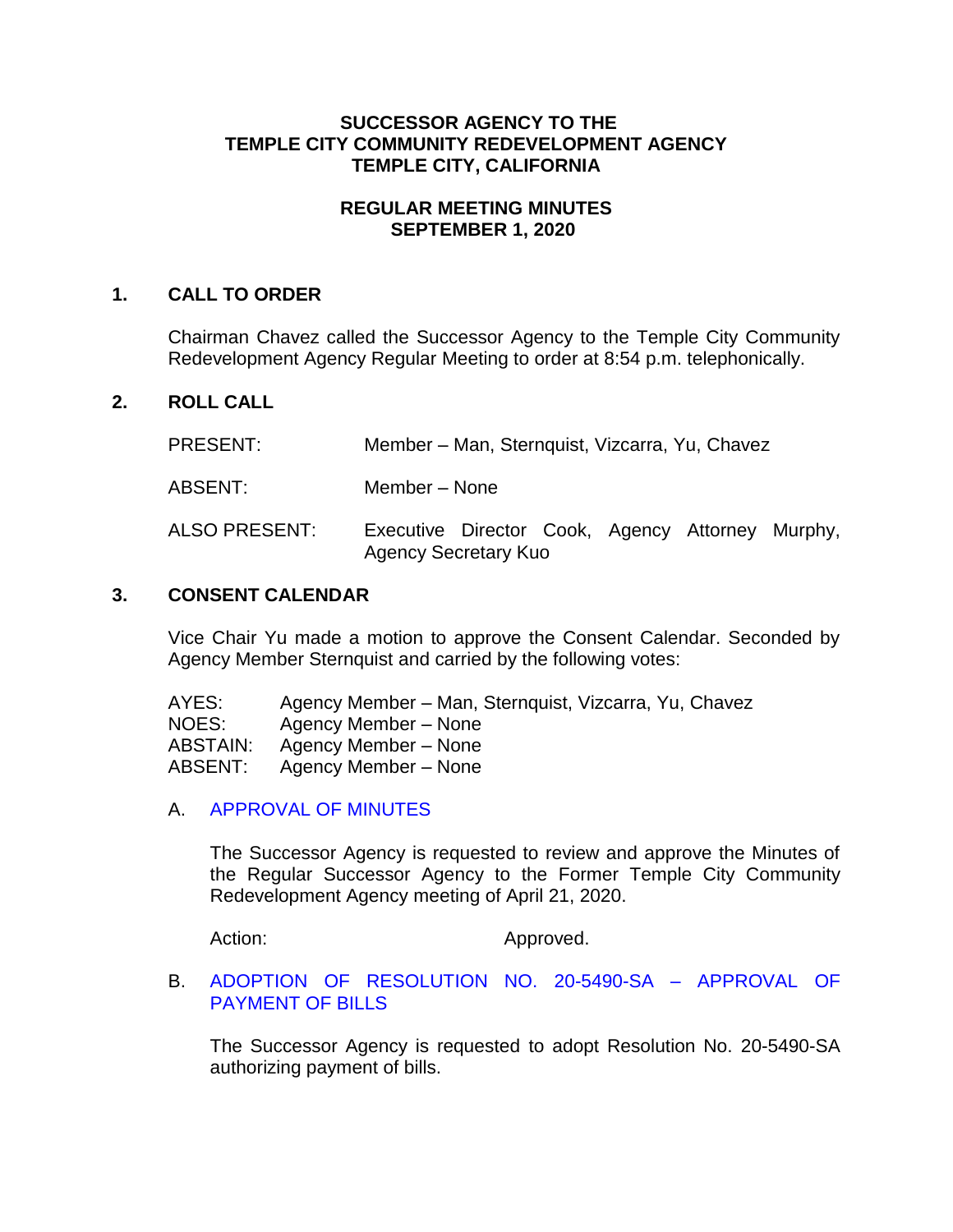**SUCCESSOR AGENCY TO THE**
**TEMPLE CITY COMMUNITY REDEVELOPMENT AGENCY**
**TEMPLE CITY, CALIFORNIA**

**REGULAR MEETING MINUTES**
**SEPTEMBER 1, 2020**

## 1. CALL TO ORDER

Chairman Chavez called the Successor Agency to the Temple City Community Redevelopment Agency Regular Meeting to order at 8:54 p.m. telephonically.

## 2. ROLL CALL

PRESENT: Member – Man, Sternquist, Vizcarra, Yu, Chavez

ABSENT: Member – None

ALSO PRESENT: Executive Director Cook, Agency Attorney Murphy, Agency Secretary Kuo

## 3. CONSENT CALENDAR

Vice Chair Yu made a motion to approve the Consent Calendar. Seconded by Agency Member Sternquist and carried by the following votes:

AYES: Agency Member – Man, Sternquist, Vizcarra, Yu, Chavez
NOES: Agency Member – None
ABSTAIN: Agency Member – None
ABSENT: Agency Member – None

A. APPROVAL OF MINUTES

The Successor Agency is requested to review and approve the Minutes of the Regular Successor Agency to the Former Temple City Community Redevelopment Agency meeting of April 21, 2020.

Action: Approved.

B. ADOPTION OF RESOLUTION NO. 20-5490-SA – APPROVAL OF PAYMENT OF BILLS

The Successor Agency is requested to adopt Resolution No. 20-5490-SA authorizing payment of bills.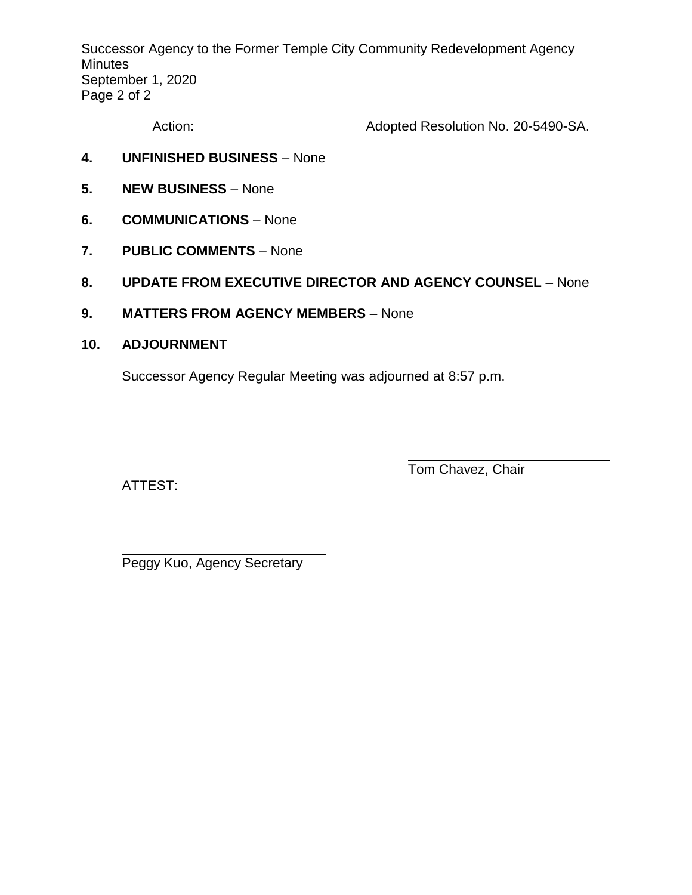Action: Adopted Resolution No. 20-5490-SA.

**4. UNFINISHED BUSINESS** – None

**5. NEW BUSINESS** – None

**6. COMMUNICATIONS** – None

**7. PUBLIC COMMENTS** – None

**8. UPDATE FROM EXECUTIVE DIRECTOR AND AGENCY COUNSEL** – None

**9. MATTERS FROM AGENCY MEMBERS** – None

**10. ADJOURNMENT**

Successor Agency Regular Meeting was adjourned at 8:57 p.m.

\_\_\_\_\_\_\_\_\_\_\_\_\_\_\_\_\_\_\_\_\_\_\_\_\_\_\_

Tom Chavez, Chair

ATTEST:

\_\_\_\_\_\_\_\_\_\_\_\_\_\_\_\_\_\_\_\_\_\_\_\_\_\_\_

Peggy Kuo, Agency Secretary